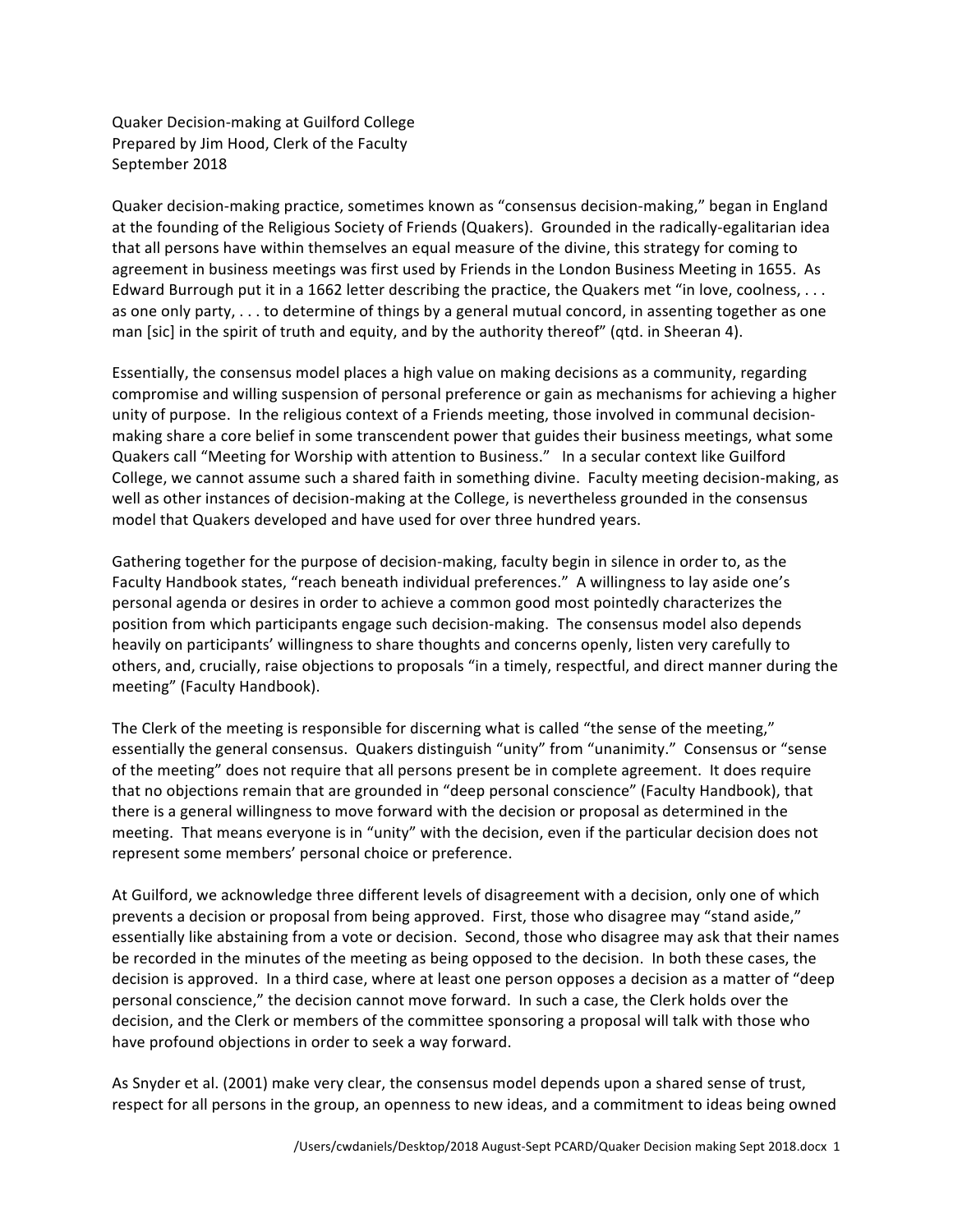Quaker Decision-making at Guilford College
Prepared by Jim Hood, Clerk of the Faculty
September 2018

Quaker decision-making practice, sometimes known as "consensus decision-making," began in England at the founding of the Religious Society of Friends (Quakers). Grounded in the radically-egalitarian idea that all persons have within themselves an equal measure of the divine, this strategy for coming to agreement in business meetings was first used by Friends in the London Business Meeting in 1655. As Edward Burrough put it in a 1662 letter describing the practice, the Quakers met "in love, coolness, . . . as one only party, . . . to determine of things by a general mutual concord, in assenting together as one man [sic] in the spirit of truth and equity, and by the authority thereof" (qtd. in Sheeran 4).

Essentially, the consensus model places a high value on making decisions as a community, regarding compromise and willing suspension of personal preference or gain as mechanisms for achieving a higher unity of purpose. In the religious context of a Friends meeting, those involved in communal decision-making share a core belief in some transcendent power that guides their business meetings, what some Quakers call "Meeting for Worship with attention to Business." In a secular context like Guilford College, we cannot assume such a shared faith in something divine. Faculty meeting decision-making, as well as other instances of decision-making at the College, is nevertheless grounded in the consensus model that Quakers developed and have used for over three hundred years.

Gathering together for the purpose of decision-making, faculty begin in silence in order to, as the Faculty Handbook states, "reach beneath individual preferences." A willingness to lay aside one's personal agenda or desires in order to achieve a common good most pointedly characterizes the position from which participants engage such decision-making. The consensus model also depends heavily on participants' willingness to share thoughts and concerns openly, listen very carefully to others, and, crucially, raise objections to proposals "in a timely, respectful, and direct manner during the meeting" (Faculty Handbook).

The Clerk of the meeting is responsible for discerning what is called "the sense of the meeting," essentially the general consensus. Quakers distinguish "unity" from "unanimity." Consensus or "sense of the meeting" does not require that all persons present be in complete agreement. It does require that no objections remain that are grounded in "deep personal conscience" (Faculty Handbook), that there is a general willingness to move forward with the decision or proposal as determined in the meeting. That means everyone is in "unity" with the decision, even if the particular decision does not represent some members' personal choice or preference.

At Guilford, we acknowledge three different levels of disagreement with a decision, only one of which prevents a decision or proposal from being approved. First, those who disagree may "stand aside," essentially like abstaining from a vote or decision. Second, those who disagree may ask that their names be recorded in the minutes of the meeting as being opposed to the decision. In both these cases, the decision is approved. In a third case, where at least one person opposes a decision as a matter of "deep personal conscience," the decision cannot move forward. In such a case, the Clerk holds over the decision, and the Clerk or members of the committee sponsoring a proposal will talk with those who have profound objections in order to seek a way forward.

As Snyder et al. (2001) make very clear, the consensus model depends upon a shared sense of trust, respect for all persons in the group, an openness to new ideas, and a commitment to ideas being owned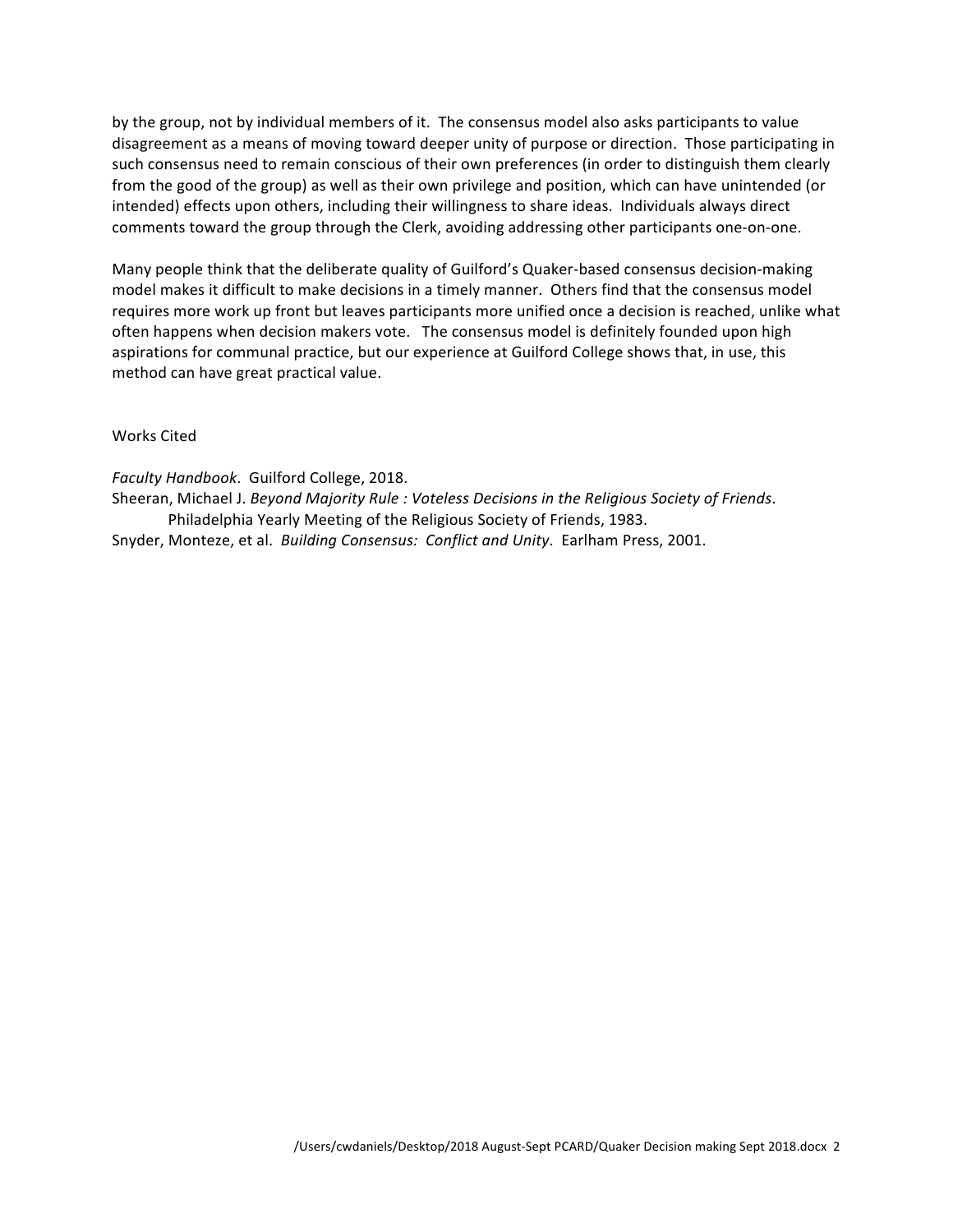by the group, not by individual members of it. The consensus model also asks participants to value disagreement as a means of moving toward deeper unity of purpose or direction. Those participating in such consensus need to remain conscious of their own preferences (in order to distinguish them clearly from the good of the group) as well as their own privilege and position, which can have unintended (or intended) effects upon others, including their willingness to share ideas. Individuals always direct comments toward the group through the Clerk, avoiding addressing other participants one-on-one.

Many people think that the deliberate quality of Guilford's Quaker-based consensus decision-making model makes it difficult to make decisions in a timely manner. Others find that the consensus model requires more work up front but leaves participants more unified once a decision is reached, unlike what often happens when decision makers vote. The consensus model is definitely founded upon high aspirations for communal practice, but our experience at Guilford College shows that, in use, this method can have great practical value.

Works Cited

*Faculty Handbook*. Guilford College, 2018.

Sheeran, Michael J. *Beyond Majority Rule : Voteless Decisions in the Religious Society of Friends*. Philadelphia Yearly Meeting of the Religious Society of Friends, 1983.

Snyder, Monteze, et al. *Building Consensus: Conflict and Unity*. Earlham Press, 2001.